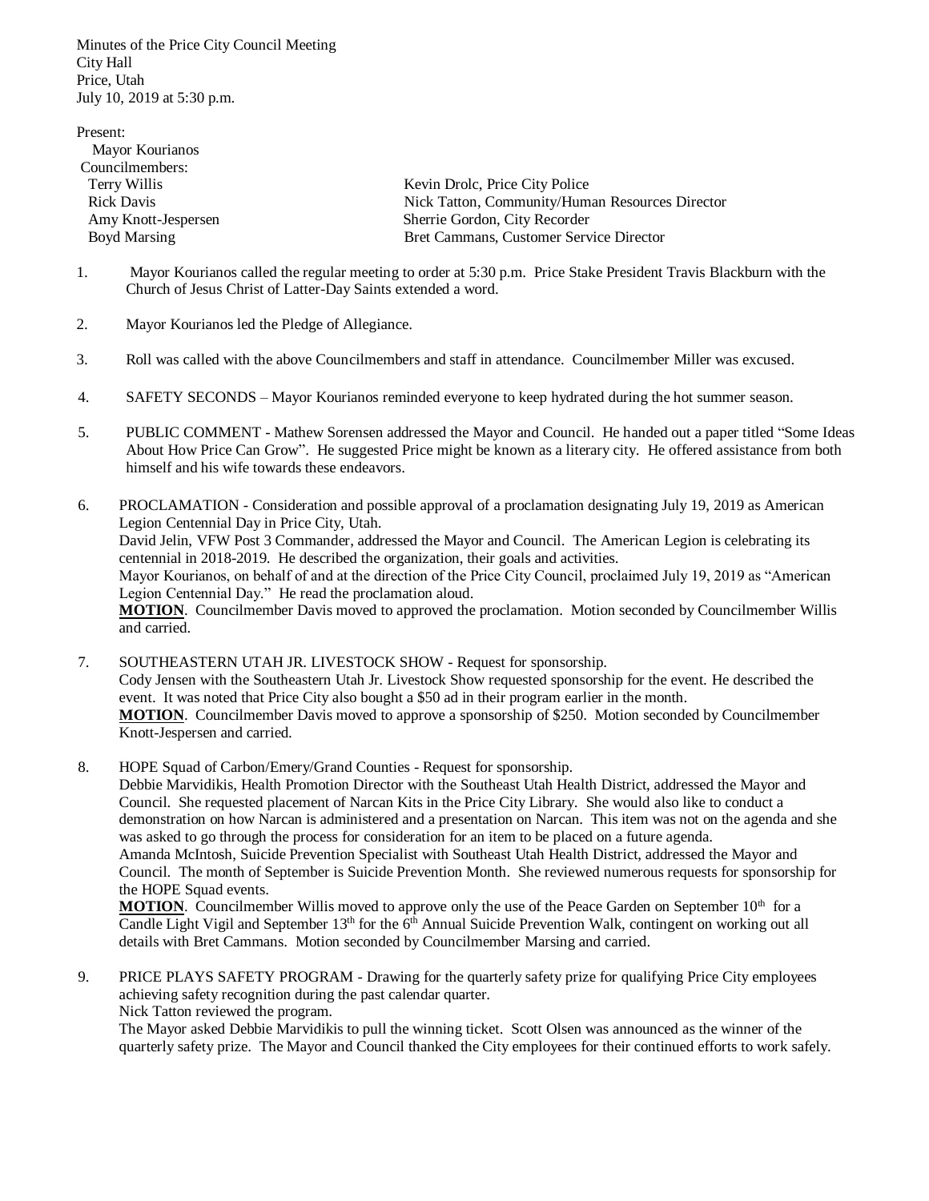Minutes of the Price City Council Meeting
City Hall
Price, Utah
July 10, 2019 at 5:30 p.m.

Present:
Mayor Kourianos
Councilmembers:

| | |
|---|---|
| Terry Willis | Kevin Drolc, Price City Police |
| Rick Davis | Nick Tatton, Community/Human Resources Director |
| Amy Knott-Jespersen | Sherrie Gordon, City Recorder |
| Boyd Marsing | Bret Cammans, Customer Service Director |

1. Mayor Kourianos called the regular meeting to order at 5:30 p.m. Price Stake President Travis Blackburn with the Church of Jesus Christ of Latter-Day Saints extended a word.

2. Mayor Kourianos led the Pledge of Allegiance.

3. Roll was called with the above Councilmembers and staff in attendance. Councilmember Miller was excused.

4. SAFETY SECONDS – Mayor Kourianos reminded everyone to keep hydrated during the hot summer season.

5. PUBLIC COMMENT - Mathew Sorensen addressed the Mayor and Council. He handed out a paper titled "Some Ideas About How Price Can Grow". He suggested Price might be known as a literary city. He offered assistance from both himself and his wife towards these endeavors.

6. PROCLAMATION - Consideration and possible approval of a proclamation designating July 19, 2019 as American Legion Centennial Day in Price City, Utah.
David Jelin, VFW Post 3 Commander, addressed the Mayor and Council. The American Legion is celebrating its centennial in 2018-2019. He described the organization, their goals and activities.
Mayor Kourianos, on behalf of and at the direction of the Price City Council, proclaimed July 19, 2019 as "American Legion Centennial Day." He read the proclamation aloud.
**MOTION**. Councilmember Davis moved to approved the proclamation. Motion seconded by Councilmember Willis and carried.

7. SOUTHEASTERN UTAH JR. LIVESTOCK SHOW - Request for sponsorship.
Cody Jensen with the Southeastern Utah Jr. Livestock Show requested sponsorship for the event. He described the event. It was noted that Price City also bought a $50 ad in their program earlier in the month.
**MOTION**. Councilmember Davis moved to approve a sponsorship of $250. Motion seconded by Councilmember Knott-Jespersen and carried.

8. HOPE Squad of Carbon/Emery/Grand Counties - Request for sponsorship.
Debbie Marvidikis, Health Promotion Director with the Southeast Utah Health District, addressed the Mayor and Council. She requested placement of Narcan Kits in the Price City Library. She would also like to conduct a demonstration on how Narcan is administered and a presentation on Narcan. This item was not on the agenda and she was asked to go through the process for consideration for an item to be placed on a future agenda.
Amanda McIntosh, Suicide Prevention Specialist with Southeast Utah Health District, addressed the Mayor and Council. The month of September is Suicide Prevention Month. She reviewed numerous requests for sponsorship for the HOPE Squad events.
**MOTION**. Councilmember Willis moved to approve only the use of the Peace Garden on September 10th for a Candle Light Vigil and September 13th for the 6th Annual Suicide Prevention Walk, contingent on working out all details with Bret Cammans. Motion seconded by Councilmember Marsing and carried.

9. PRICE PLAYS SAFETY PROGRAM - Drawing for the quarterly safety prize for qualifying Price City employees achieving safety recognition during the past calendar quarter.
Nick Tatton reviewed the program.
The Mayor asked Debbie Marvidikis to pull the winning ticket. Scott Olsen was announced as the winner of the quarterly safety prize. The Mayor and Council thanked the City employees for their continued efforts to work safely.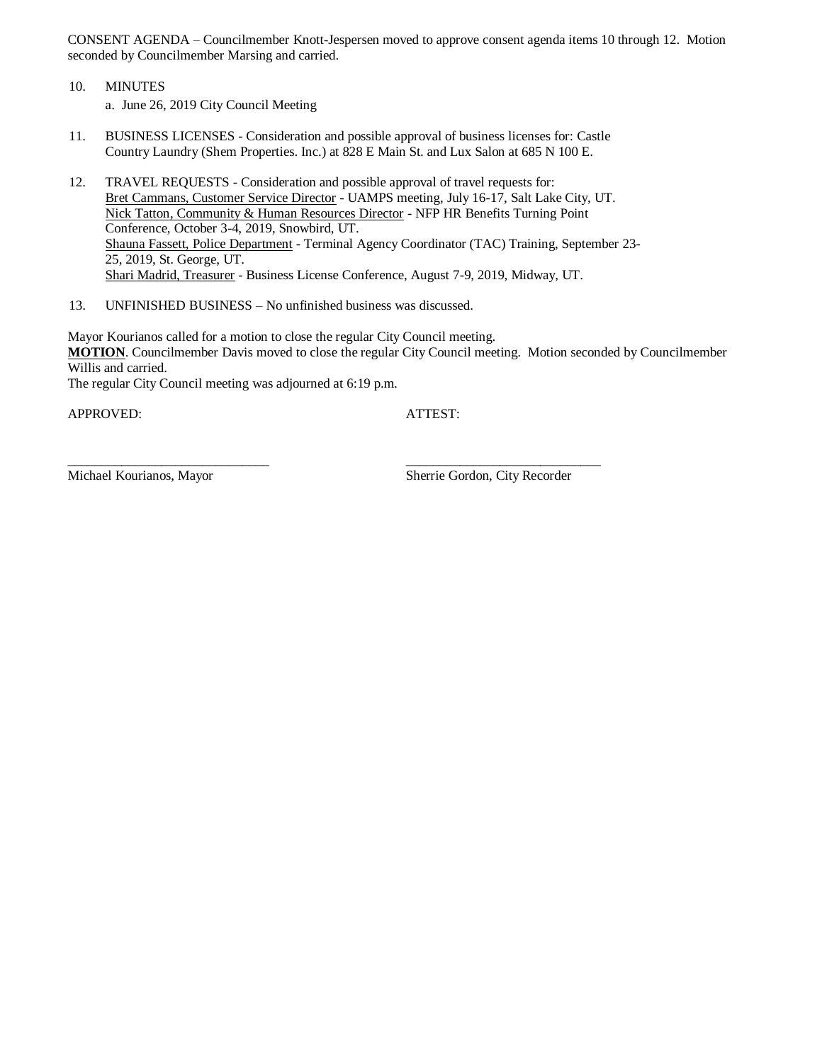CONSENT AGENDA – Councilmember Knott-Jespersen moved to approve consent agenda items 10 through 12. Motion seconded by Councilmember Marsing and carried.

10. MINUTES
    a. June 26, 2019 City Council Meeting

11. BUSINESS LICENSES - Consideration and possible approval of business licenses for: Castle Country Laundry (Shem Properties. Inc.) at 828 E Main St. and Lux Salon at 685 N 100 E.

12. TRAVEL REQUESTS - Consideration and possible approval of travel requests for:
    <u>Bret Cammans, Customer Service Director</u> - UAMPS meeting, July 16-17, Salt Lake City, UT.
    <u>Nick Tatton, Community & Human Resources Director</u> - NFP HR Benefits Turning Point Conference, October 3-4, 2019, Snowbird, UT.
    <u>Shauna Fassett, Police Department</u> - Terminal Agency Coordinator (TAC) Training, September 23-25, 2019, St. George, UT.
    <u>Shari Madrid, Treasurer</u> - Business License Conference, August 7-9, 2019, Midway, UT.

13. UNFINISHED BUSINESS – No unfinished business was discussed.

Mayor Kourianos called for a motion to close the regular City Council meeting.
**<u>MOTION</u>**. Councilmember Davis moved to close the regular City Council meeting. Motion seconded by Councilmember Willis and carried.
The regular City Council meeting was adjourned at 6:19 p.m.

APPROVED: ATTEST:

______________________________ ______________________________
Michael Kourianos, Mayor Sherrie Gordon, City Recorder